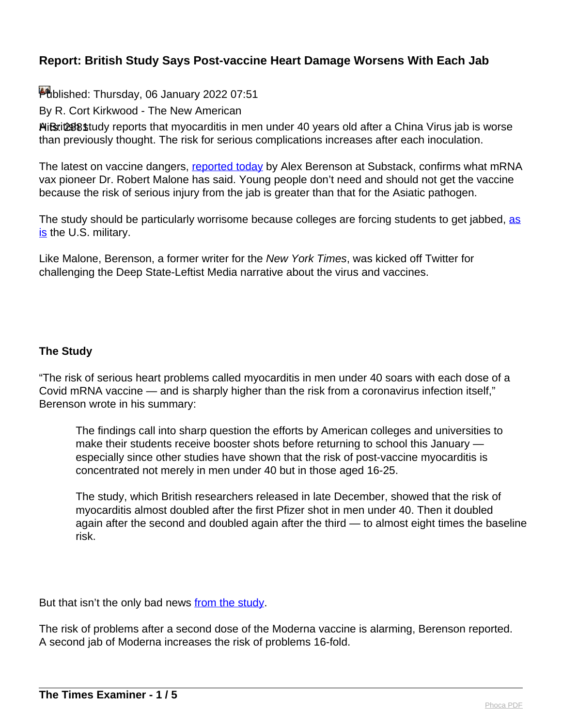# Report: British Study Says Post-vaccine Heart Damage Worsens With Each Jab

Published: Thursday, 06 January 2022 07:51

By R. Cort Kirkwood - The New American

Hits: 2881

A British study reports that myocarditis in men under 40 years old after a China Virus jab is worse than previously thought. The risk for serious complications increases after each inoculation.

The latest on vaccine dangers, reported today by Alex Berenson at Substack, confirms what mRNA vax pioneer Dr. Robert Malone has said. Young people don't need and should not get the vaccine because the risk of serious injury from the jab is greater than that for the Asiatic pathogen.

The study should be particularly worrisome because colleges are forcing students to get jabbed, as is the U.S. military.

Like Malone, Berenson, a former writer for the *New York Times*, was kicked off Twitter for challenging the Deep State-Leftist Media narrative about the virus and vaccines.

## The Study

"The risk of serious heart problems called myocarditis in men under 40 soars with each dose of a Covid mRNA vaccine — and is sharply higher than the risk from a coronavirus infection itself," Berenson wrote in his summary:

> The findings call into sharp question the efforts by American colleges and universities to make their students receive booster shots before returning to school this January — especially since other studies have shown that the risk of post-vaccine myocarditis is concentrated not merely in men under 40 but in those aged 16-25.
>
> The study, which British researchers released in late December, showed that the risk of myocarditis almost doubled after the first Pfizer shot in men under 40. Then it doubled again after the second and doubled again after the third — to almost eight times the baseline risk.

But that isn't the only bad news from the study.

The risk of problems after a second dose of the Moderna vaccine is alarming, Berenson reported. A second jab of Moderna increases the risk of problems 16-fold.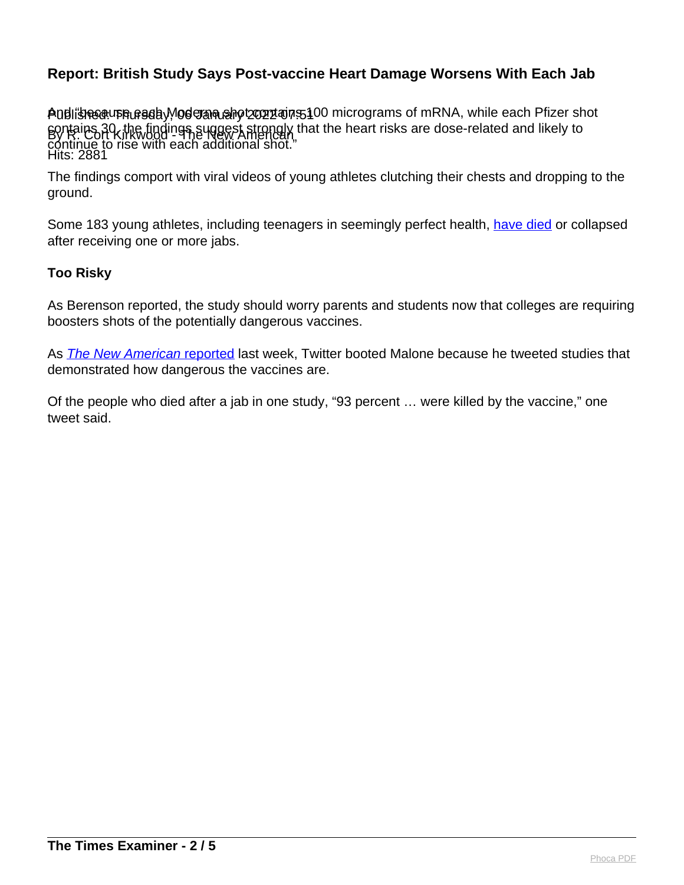## Report: British Study Says Post-vaccine Heart Damage Worsens With Each Jab

Published: Thursday, 06 January 2022 07:51
By R. Cort Kirkwood - The New American
Hits: 2881

And "because each Moderna shot contains 100 micrograms of mRNA, while each Pfizer shot contains 30, the findings suggest strongly that the heart risks are dose-related and likely to continue to rise with each additional shot."

The findings comport with viral videos of young athletes clutching their chests and dropping to the ground.

Some 183 young athletes, including teenagers in seemingly perfect health, have died or collapsed after receiving one or more jabs.

**Too Risky**

As Berenson reported, the study should worry parents and students now that colleges are requiring boosters shots of the potentially dangerous vaccines.

As *The New American* reported last week, Twitter booted Malone because he tweeted studies that demonstrated how dangerous the vaccines are.

Of the people who died after a jab in one study, "93 percent … were killed by the vaccine," one tweet said.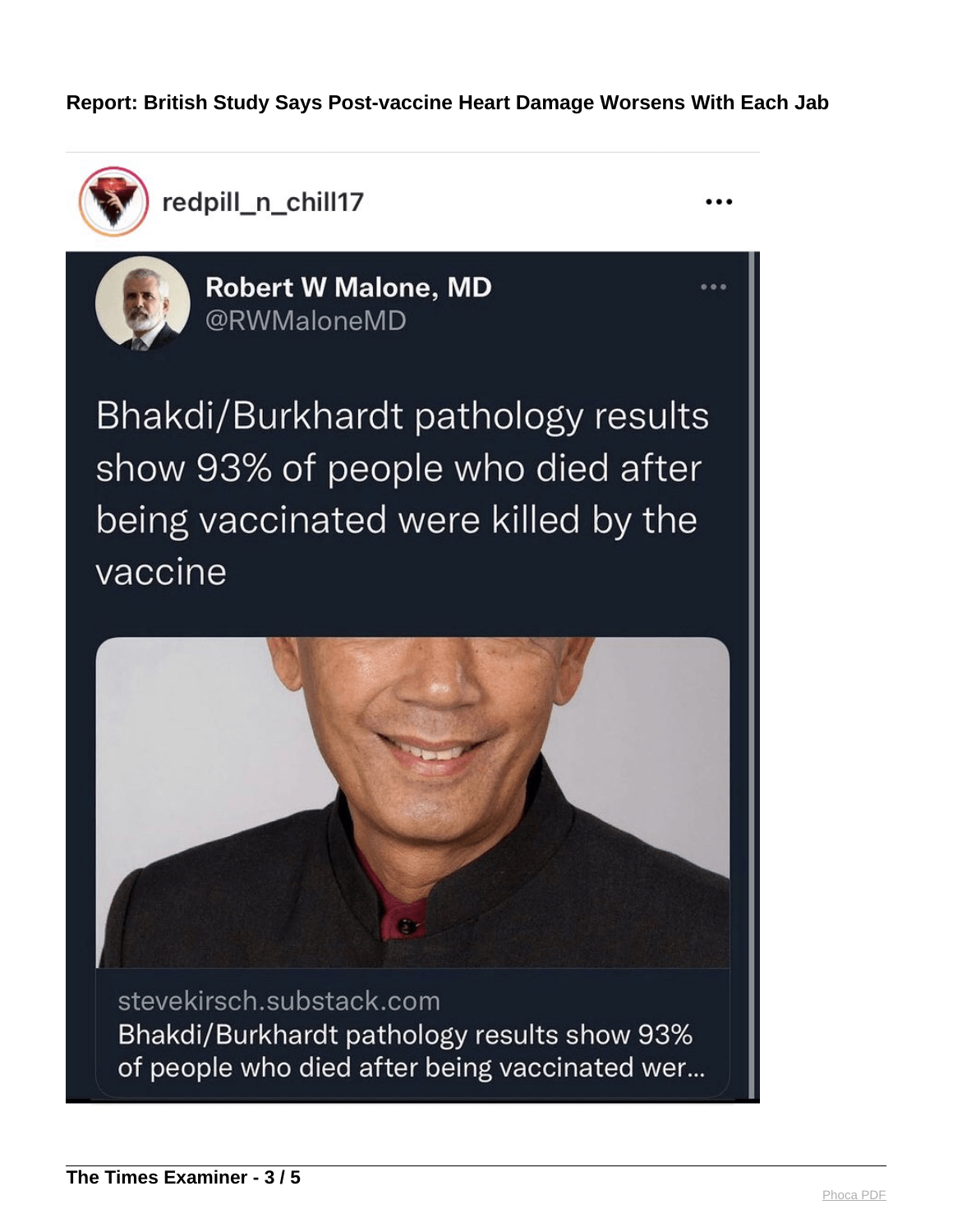**Report: British Study Says Post-vaccine Heart Damage Worsens With Each Jab**

redpill_n_chill17

Robert W Malone, MD
@RWMaloneMD

Bhakdi/Burkhardt pathology results show 93% of people who died after being vaccinated were killed by the vaccine

stevekirsch.substack.com
Bhakdi/Burkhardt pathology results show 93% of people who died after being vaccinated wer...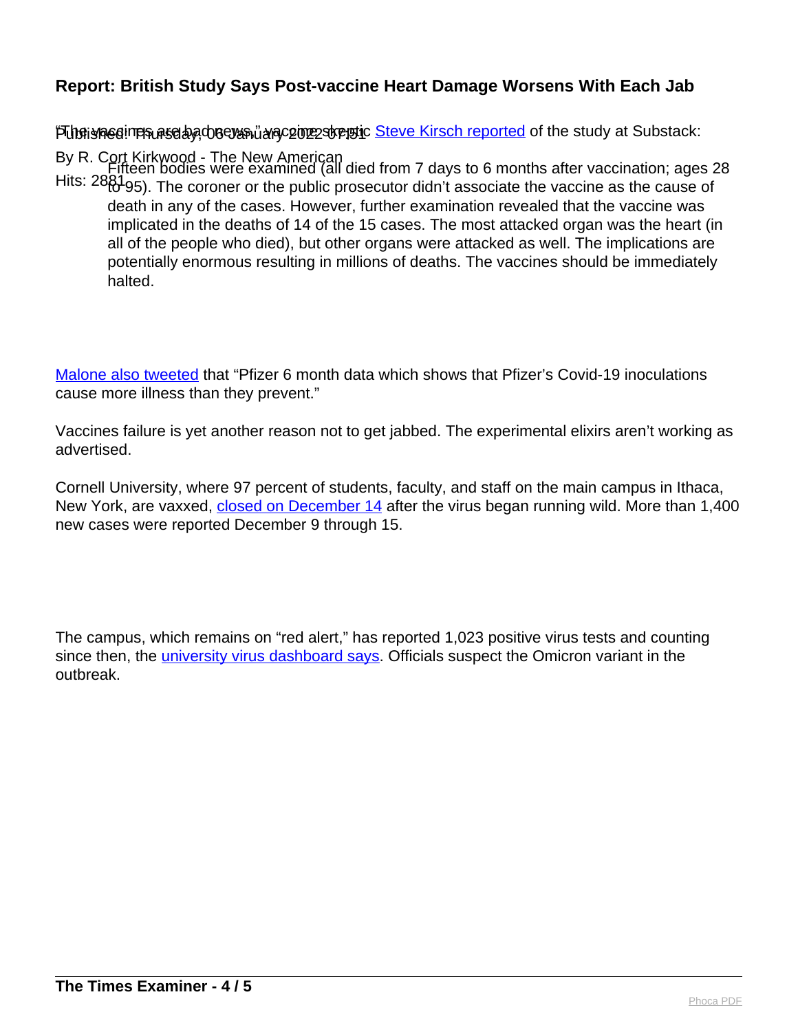"The vaccines are bad news," vaccine skeptic Steve Kirsch reported of the study at Substack:

> Fifteen bodies were examined (all died from 7 days to 6 months after vaccination; ages 28 to 95). The coroner or the public prosecutor didn't associate the vaccine as the cause of death in any of the cases. However, further examination revealed that the vaccine was implicated in the deaths of 14 of the 15 cases. The most attacked organ was the heart (in all of the people who died), but other organs were attacked as well. The implications are potentially enormous resulting in millions of deaths. The vaccines should be immediately halted.

Malone also tweeted that "Pfizer 6 month data which shows that Pfizer's Covid-19 inoculations cause more illness than they prevent."

Vaccines failure is yet another reason not to get jabbed. The experimental elixirs aren't working as advertised.

Cornell University, where 97 percent of students, faculty, and staff on the main campus in Ithaca, New York, are vaxxed, closed on December 14 after the virus began running wild. More than 1,400 new cases were reported December 9 through 15.

The campus, which remains on "red alert," has reported 1,023 positive virus tests and counting since then, the university virus dashboard says. Officials suspect the Omicron variant in the outbreak.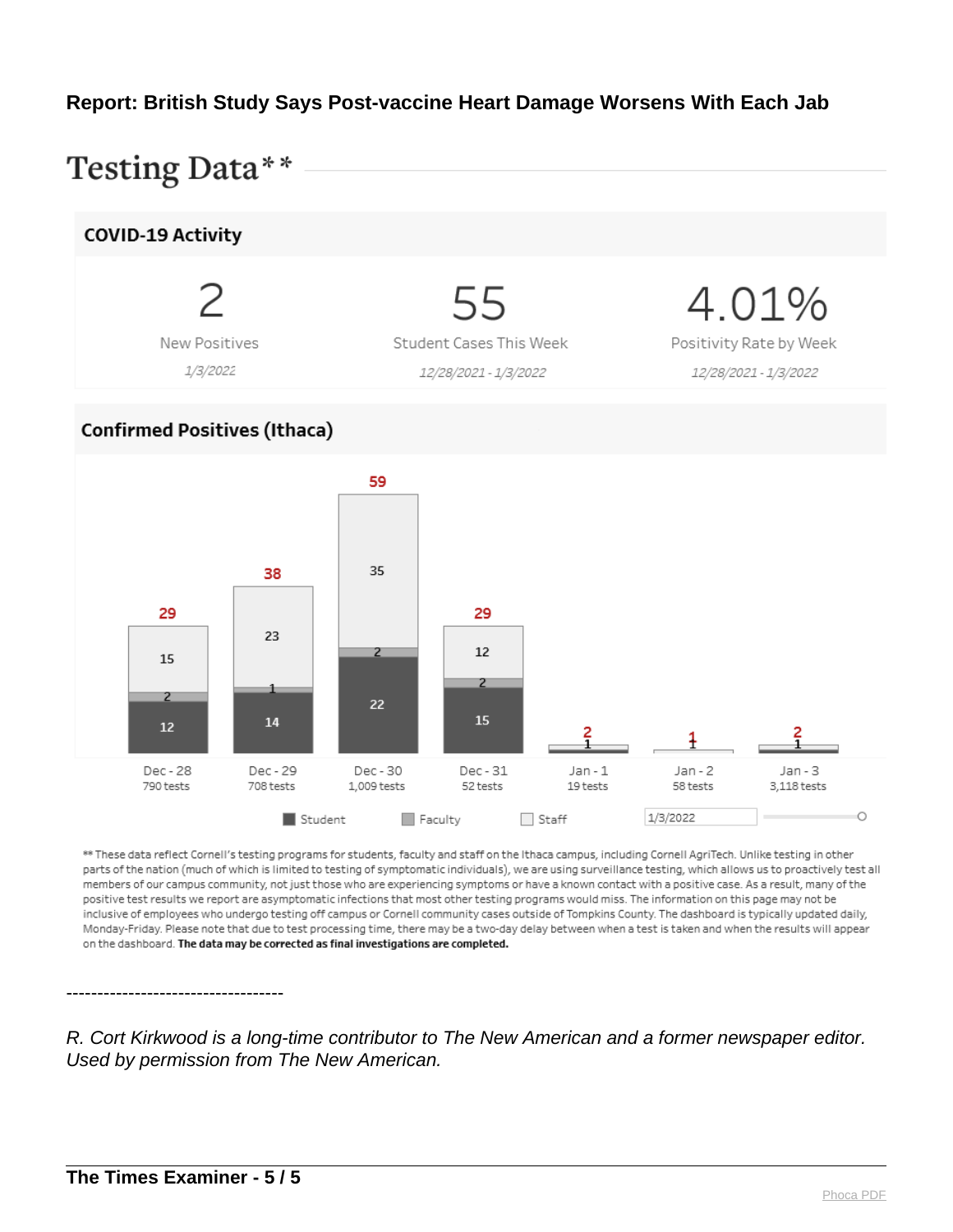**Report: British Study Says Post-vaccine Heart Damage Worsens With Each Jab**

## Testing Data**

### COVID-19 Activity

2
New Positives
1/3/2022

55
Student Cases This Week
12/28/2021 - 1/3/2022

4.01%
Positivity Rate by Week
12/28/2021 - 1/3/2022

### Confirmed Positives (Ithaca)

59
38
35
29
29
23
15
12
2
22
1
2
12
14
15
2
2
1
1
2
1
1

Dec - 28
790 tests

Dec - 29
708 tests

Dec - 30
1,009 tests

Dec - 31
52 tests

Jan - 1
19 tests

Jan - 2
58 tests

Jan - 3
3,118 tests

Student
Faculty
Staff
1/3/2022

** These data reflect Cornell's testing programs for students, faculty and staff on the Ithaca campus, including Cornell AgriTech. Unlike testing in other parts of the nation (much of which is limited to testing of symptomatic individuals), we are using surveillance testing, which allows us to proactively test all members of our campus community, not just those who are experiencing symptoms or have a known contact with a positive case. As a result, many of the positive test results we report are asymptomatic infections that most other testing programs would miss. The information on this page may not be inclusive of employees who undergo testing off campus or Cornell community cases outside of Tompkins County. The dashboard is typically updated daily, Monday-Friday. Please note that due to test processing time, there may be a two-day delay between when a test is taken and when the results will appear on the dashboard. **The data may be corrected as final investigations are completed.**

-----------------------------------

*R. Cort Kirkwood is a long-time contributor to The New American and a former newspaper editor. Used by permission from The New American.*